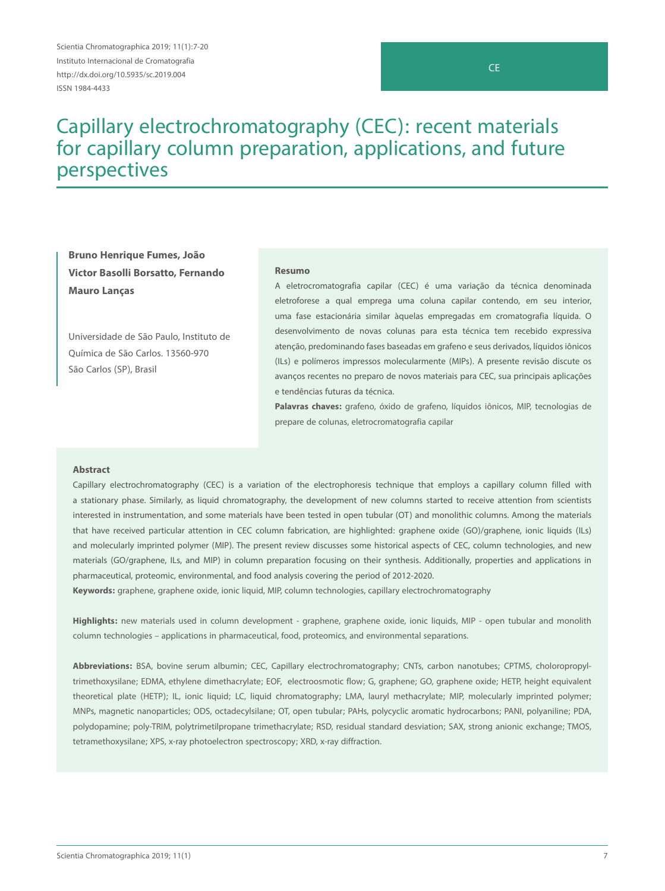Scientia Chromatographica 2019; 11(1):7-20
Instituto Internacional de Cromatografia
http://dx.doi.org/10.5935/sc.2019.004
ISSN 1984-4433

CE

# Capillary electrochromatography (CEC): recent materials for capillary column preparation, applications, and future perspectives

**Bruno Henrique Fumes, João Victor Basolli Borsatto, Fernando Mauro Lanças**

Universidade de São Paulo, Instituto de Química de São Carlos. 13560-970 São Carlos (SP), Brasil

**Resumo**

A eletrocromatografia capilar (CEC) é uma variação da técnica denominada eletroforese a qual emprega uma coluna capilar contendo, em seu interior, uma fase estacionária similar àquelas empregadas em cromatografia líquida. O desenvolvimento de novas colunas para esta técnica tem recebido expressiva atenção, predominando fases baseadas em grafeno e seus derivados, líquidos iônicos (ILs) e polímeros impressos molecularmente (MIPs). A presente revisão discute os avanços recentes no preparo de novos materiais para CEC, sua principais aplicações e tendências futuras da técnica.

**Palavras chaves:** grafeno, óxido de grafeno, líquidos iônicos, MIP, tecnologias de prepare de colunas, eletrocromatografia capilar

**Abstract**

Capillary electrochromatography (CEC) is a variation of the electrophoresis technique that employs a capillary column filled with a stationary phase. Similarly, as liquid chromatography, the development of new columns started to receive attention from scientists interested in instrumentation, and some materials have been tested in open tubular (OT) and monolithic columns. Among the materials that have received particular attention in CEC column fabrication, are highlighted: graphene oxide (GO)/graphene, ionic liquids (ILs) and molecularly imprinted polymer (MIP). The present review discusses some historical aspects of CEC, column technologies, and new materials (GO/graphene, ILs, and MIP) in column preparation focusing on their synthesis. Additionally, properties and applications in pharmaceutical, proteomic, environmental, and food analysis covering the period of 2012-2020.

**Keywords:** graphene, graphene oxide, ionic liquid, MIP, column technologies, capillary electrochromatography

**Highlights:** new materials used in column development - graphene, graphene oxide, ionic liquids, MIP - open tubular and monolith column technologies – applications in pharmaceutical, food, proteomics, and environmental separations.

**Abbreviations:** BSA, bovine serum albumin; CEC, Capillary electrochromatography; CNTs, carbon nanotubes; CPTMS, choloropropyl-trimethoxysilane; EDMA, ethylene dimethacrylate; EOF, electroosmotic flow; G, graphene; GO, graphene oxide; HETP, height equivalent theoretical plate (HETP); IL, ionic liquid; LC, liquid chromatography; LMA, lauryl methacrylate; MIP, molecularly imprinted polymer; MNPs, magnetic nanoparticles; ODS, octadecylsilane; OT, open tubular; PAHs, polycyclic aromatic hydrocarbons; PANI, polyaniline; PDA, polydopamine; poly-TRIM, polytrimetilpropane trimethacrylate; RSD, residual standard desviation; SAX, strong anionic exchange; TMOS, tetramethoxysilane; XPS, x-ray photoelectron spectroscopy; XRD, x-ray diffraction.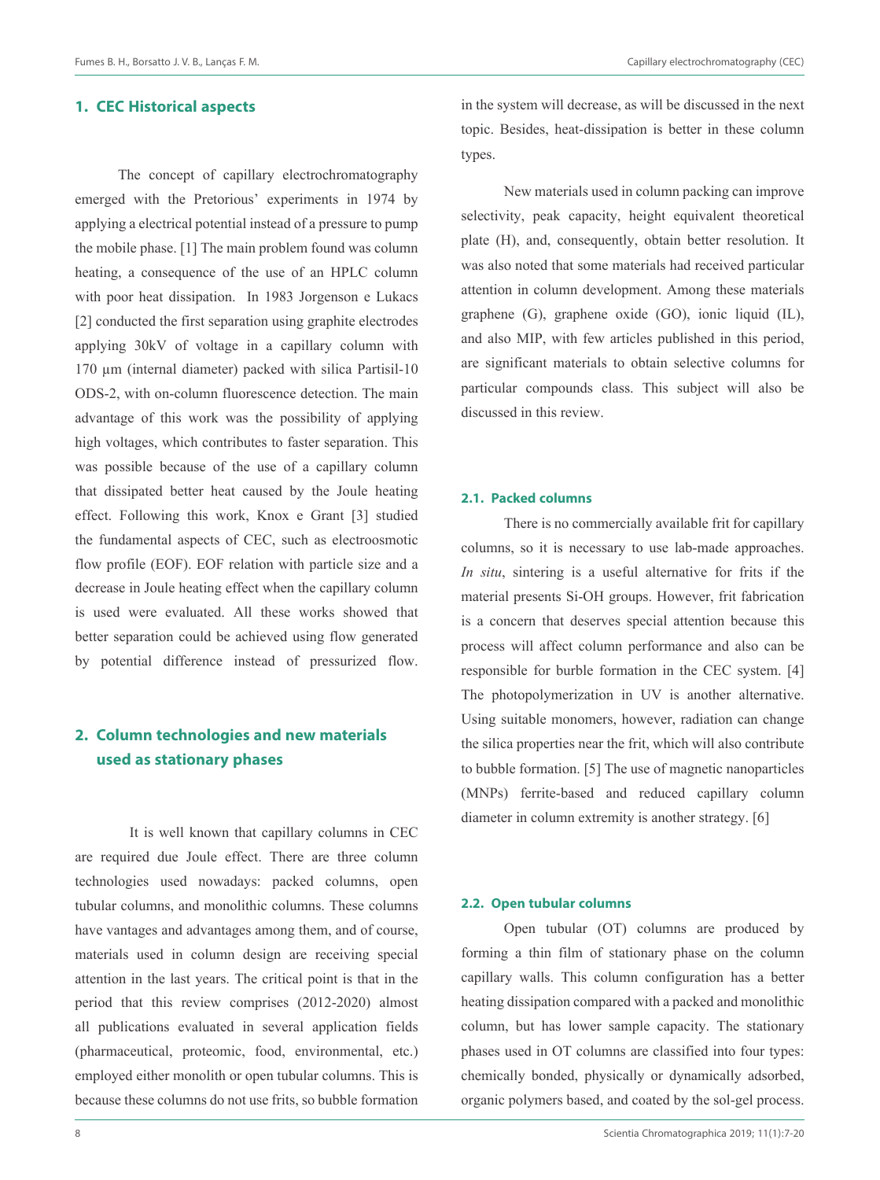## 1. CEC Historical aspects

The concept of capillary electrochromatography emerged with the Pretorious' experiments in 1974 by applying a electrical potential instead of a pressure to pump the mobile phase. [1] The main problem found was column heating, a consequence of the use of an HPLC column with poor heat dissipation. In 1983 Jorgenson e Lukacs [2] conducted the first separation using graphite electrodes applying 30kV of voltage in a capillary column with 170 µm (internal diameter) packed with silica Partisil-10 ODS-2, with on-column fluorescence detection. The main advantage of this work was the possibility of applying high voltages, which contributes to faster separation. This was possible because of the use of a capillary column that dissipated better heat caused by the Joule heating effect. Following this work, Knox e Grant [3] studied the fundamental aspects of CEC, such as electroosmotic flow profile (EOF). EOF relation with particle size and a decrease in Joule heating effect when the capillary column is used were evaluated. All these works showed that better separation could be achieved using flow generated by potential difference instead of pressurized flow.

## 2. Column technologies and new materials used as stationary phases

It is well known that capillary columns in CEC are required due Joule effect. There are three column technologies used nowadays: packed columns, open tubular columns, and monolithic columns. These columns have vantages and advantages among them, and of course, materials used in column design are receiving special attention in the last years. The critical point is that in the period that this review comprises (2012-2020) almost all publications evaluated in several application fields (pharmaceutical, proteomic, food, environmental, etc.) employed either monolith or open tubular columns. This is because these columns do not use frits, so bubble formation in the system will decrease, as will be discussed in the next topic. Besides, heat-dissipation is better in these column types.

New materials used in column packing can improve selectivity, peak capacity, height equivalent theoretical plate (H), and, consequently, obtain better resolution. It was also noted that some materials had received particular attention in column development. Among these materials graphene (G), graphene oxide (GO), ionic liquid (IL), and also MIP, with few articles published in this period, are significant materials to obtain selective columns for particular compounds class. This subject will also be discussed in this review.

### 2.1. Packed columns

There is no commercially available frit for capillary columns, so it is necessary to use lab-made approaches. *In situ*, sintering is a useful alternative for frits if the material presents Si-OH groups. However, frit fabrication is a concern that deserves special attention because this process will affect column performance and also can be responsible for burble formation in the CEC system. [4] The photopolymerization in UV is another alternative. Using suitable monomers, however, radiation can change the silica properties near the frit, which will also contribute to bubble formation. [5] The use of magnetic nanoparticles (MNPs) ferrite-based and reduced capillary column diameter in column extremity is another strategy. [6]

### 2.2. Open tubular columns

Open tubular (OT) columns are produced by forming a thin film of stationary phase on the column capillary walls. This column configuration has a better heating dissipation compared with a packed and monolithic column, but has lower sample capacity. The stationary phases used in OT columns are classified into four types: chemically bonded, physically or dynamically adsorbed, organic polymers based, and coated by the sol-gel process.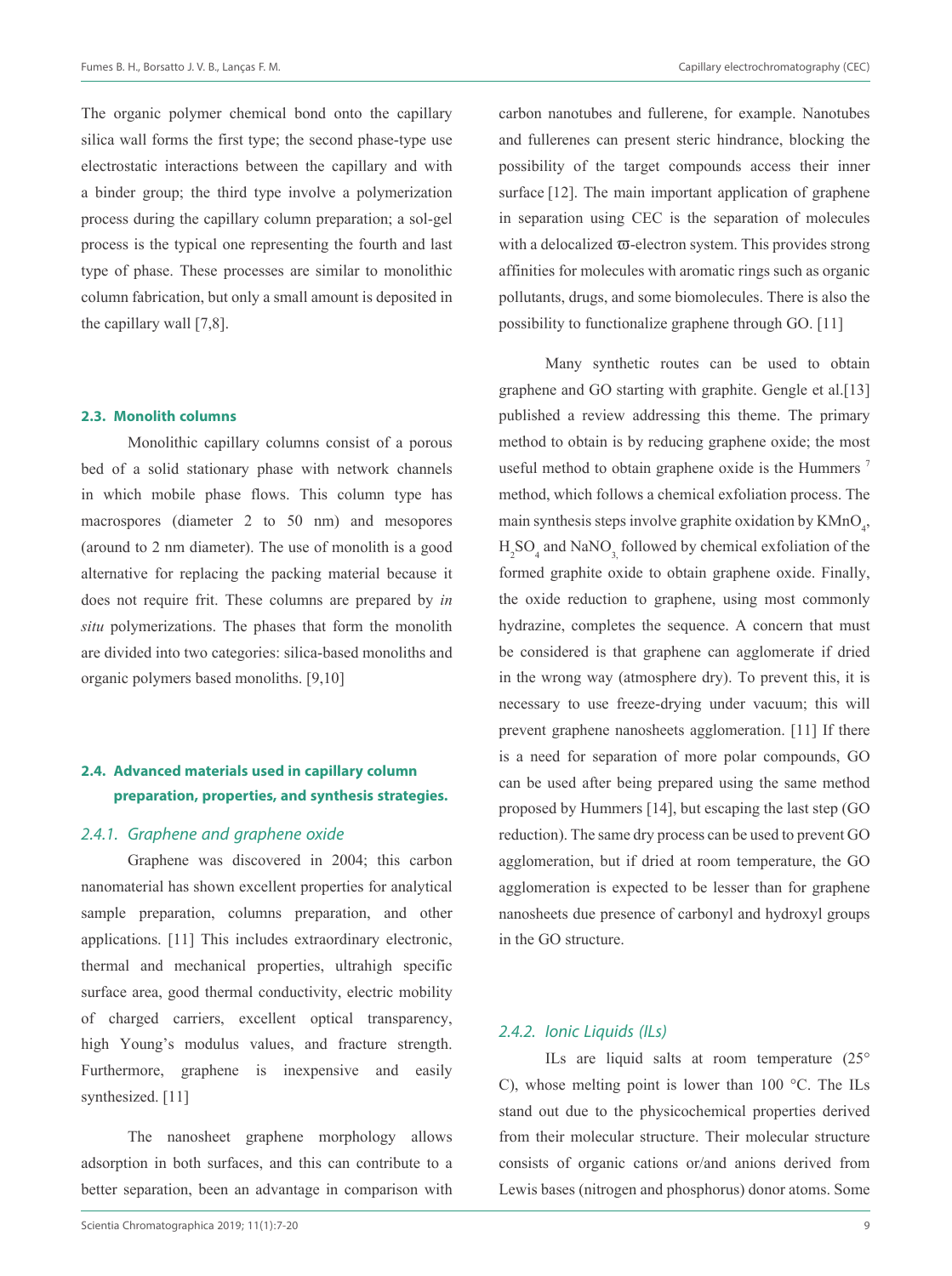The organic polymer chemical bond onto the capillary silica wall forms the first type; the second phase-type use electrostatic interactions between the capillary and with a binder group; the third type involve a polymerization process during the capillary column preparation; a sol-gel process is the typical one representing the fourth and last type of phase. These processes are similar to monolithic column fabrication, but only a small amount is deposited in the capillary wall [7,8].

### 2.3. Monolith columns

Monolithic capillary columns consist of a porous bed of a solid stationary phase with network channels in which mobile phase flows. This column type has macrospores (diameter 2 to 50 nm) and mesopores (around to 2 nm diameter). The use of monolith is a good alternative for replacing the packing material because it does not require frit. These columns are prepared by *in situ* polymerizations. The phases that form the monolith are divided into two categories: silica-based monoliths and organic polymers based monoliths. [9,10]

### 2.4. Advanced materials used in capillary column preparation, properties, and synthesis strategies.

#### *2.4.1. Graphene and graphene oxide*

Graphene was discovered in 2004; this carbon nanomaterial has shown excellent properties for analytical sample preparation, columns preparation, and other applications. [11] This includes extraordinary electronic, thermal and mechanical properties, ultrahigh specific surface area, good thermal conductivity, electric mobility of charged carriers, excellent optical transparency, high Young's modulus values, and fracture strength. Furthermore, graphene is inexpensive and easily synthesized. [11]

The nanosheet graphene morphology allows adsorption in both surfaces, and this can contribute to a better separation, been an advantage in comparison with carbon nanotubes and fullerene, for example. Nanotubes and fullerenes can present steric hindrance, blocking the possibility of the target compounds access their inner surface [12]. The main important application of graphene in separation using CEC is the separation of molecules with a delocalized ϖ-electron system. This provides strong affinities for molecules with aromatic rings such as organic pollutants, drugs, and some biomolecules. There is also the possibility to functionalize graphene through GO. [11]

Many synthetic routes can be used to obtain graphene and GO starting with graphite. Gengle et al.[13] published a review addressing this theme. The primary method to obtain is by reducing graphene oxide; the most useful method to obtain graphene oxide is the Hummers [7] method, which follows a chemical exfoliation process. The main synthesis steps involve graphite oxidation by $KMnO_4$, $H_2SO_4$ and $NaNO_3$, followed by chemical exfoliation of the formed graphite oxide to obtain graphene oxide. Finally, the oxide reduction to graphene, using most commonly hydrazine, completes the sequence. A concern that must be considered is that graphene can agglomerate if dried in the wrong way (atmosphere dry). To prevent this, it is necessary to use freeze-drying under vacuum; this will prevent graphene nanosheets agglomeration. [11] If there is a need for separation of more polar compounds, GO can be used after being prepared using the same method proposed by Hummers [14], but escaping the last step (GO reduction). The same dry process can be used to prevent GO agglomeration, but if dried at room temperature, the GO agglomeration is expected to be lesser than for graphene nanosheets due presence of carbonyl and hydroxyl groups in the GO structure.

#### *2.4.2. Ionic Liquids (ILs)*

ILs are liquid salts at room temperature (25° C), whose melting point is lower than 100 °C. The ILs stand out due to the physicochemical properties derived from their molecular structure. Their molecular structure consists of organic cations or/and anions derived from Lewis bases (nitrogen and phosphorus) donor atoms. Some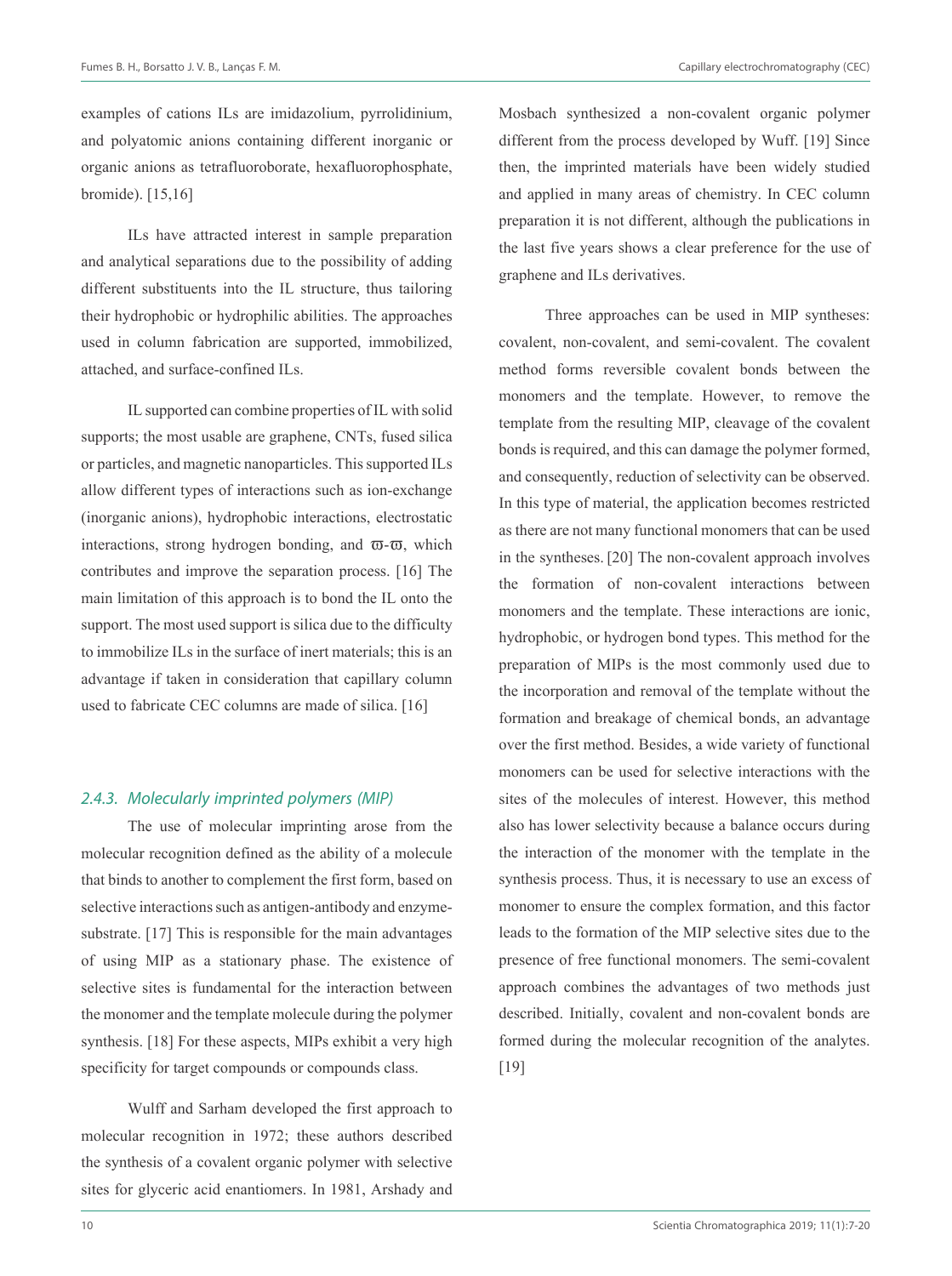examples of cations ILs are imidazolium, pyrrolidinium, and polyatomic anions containing different inorganic or organic anions as tetrafluoroborate, hexafluorophosphate, bromide). [15,16]

ILs have attracted interest in sample preparation and analytical separations due to the possibility of adding different substituents into the IL structure, thus tailoring their hydrophobic or hydrophilic abilities. The approaches used in column fabrication are supported, immobilized, attached, and surface-confined ILs.

IL supported can combine properties of IL with solid supports; the most usable are graphene, CNTs, fused silica or particles, and magnetic nanoparticles. This supported ILs allow different types of interactions such as ion-exchange (inorganic anions), hydrophobic interactions, electrostatic interactions, strong hydrogen bonding, and ϖ-ϖ, which contributes and improve the separation process. [16] The main limitation of this approach is to bond the IL onto the support. The most used support is silica due to the difficulty to immobilize ILs in the surface of inert materials; this is an advantage if taken in consideration that capillary column used to fabricate CEC columns are made of silica. [16]

### *2.4.3. Molecularly imprinted polymers (MIP)*

The use of molecular imprinting arose from the molecular recognition defined as the ability of a molecule that binds to another to complement the first form, based on selective interactions such as antigen-antibody and enzyme-substrate. [17] This is responsible for the main advantages of using MIP as a stationary phase. The existence of selective sites is fundamental for the interaction between the monomer and the template molecule during the polymer synthesis. [18] For these aspects, MIPs exhibit a very high specificity for target compounds or compounds class.

Wulff and Sarham developed the first approach to molecular recognition in 1972; these authors described the synthesis of a covalent organic polymer with selective sites for glyceric acid enantiomers. In 1981, Arshady and Mosbach synthesized a non-covalent organic polymer different from the process developed by Wuff. [19] Since then, the imprinted materials have been widely studied and applied in many areas of chemistry. In CEC column preparation it is not different, although the publications in the last five years shows a clear preference for the use of graphene and ILs derivatives.

Three approaches can be used in MIP syntheses: covalent, non-covalent, and semi-covalent. The covalent method forms reversible covalent bonds between the monomers and the template. However, to remove the template from the resulting MIP, cleavage of the covalent bonds is required, and this can damage the polymer formed, and consequently, reduction of selectivity can be observed. In this type of material, the application becomes restricted as there are not many functional monomers that can be used in the syntheses. [20] The non-covalent approach involves the formation of non-covalent interactions between monomers and the template. These interactions are ionic, hydrophobic, or hydrogen bond types. This method for the preparation of MIPs is the most commonly used due to the incorporation and removal of the template without the formation and breakage of chemical bonds, an advantage over the first method. Besides, a wide variety of functional monomers can be used for selective interactions with the sites of the molecules of interest. However, this method also has lower selectivity because a balance occurs during the interaction of the monomer with the template in the synthesis process. Thus, it is necessary to use an excess of monomer to ensure the complex formation, and this factor leads to the formation of the MIP selective sites due to the presence of free functional monomers. The semi-covalent approach combines the advantages of two methods just described. Initially, covalent and non-covalent bonds are formed during the molecular recognition of the analytes. [19]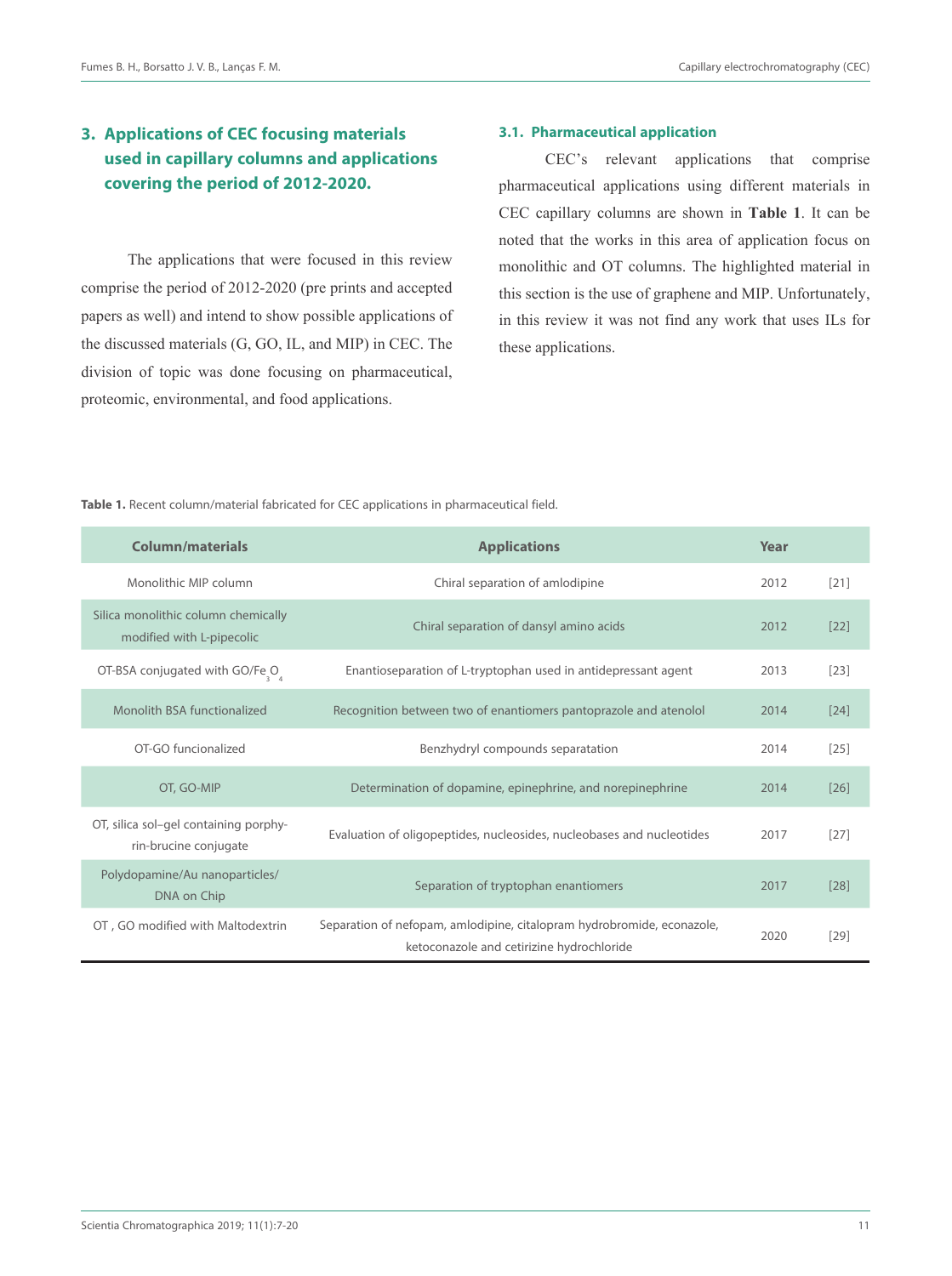## 3. Applications of CEC focusing materials used in capillary columns and applications covering the period of 2012-2020.

The applications that were focused in this review comprise the period of 2012-2020 (pre prints and accepted papers as well) and intend to show possible applications of the discussed materials (G, GO, IL, and MIP) in CEC. The division of topic was done focusing on pharmaceutical, proteomic, environmental, and food applications.

### 3.1. Pharmaceutical application

CEC's relevant applications that comprise pharmaceutical applications using different materials in CEC capillary columns are shown in **Table 1**. It can be noted that the works in this area of application focus on monolithic and OT columns. The highlighted material in this section is the use of graphene and MIP. Unfortunately, in this review it was not find any work that uses ILs for these applications.

**Table 1.** Recent column/material fabricated for CEC applications in pharmaceutical field.

| Column/materials | Applications | Year | |
|---|---|---|---|
| Monolithic MIP column | Chiral separation of amlodipine | 2012 | [21] |
| Silica monolithic column chemically modified with L-pipecolic | Chiral separation of dansyl amino acids | 2012 | [22] |
| OT-BSA conjugated with GO/$Fe_3O_4$ | Enantioseparation of L-tryptophan used in antidepressant agent | 2013 | [23] |
| Monolith BSA functionalized | Recognition between two of enantiomers pantoprazole and atenolol | 2014 | [24] |
| OT-GO funcionalized | Benzhydryl compounds separatation | 2014 | [25] |
| OT, GO-MIP | Determination of dopamine, epinephrine, and norepinephrine | 2014 | [26] |
| OT, silica sol–gel containing porphy-rin-brucine conjugate | Evaluation of oligopeptides, nucleosides, nucleobases and nucleotides | 2017 | [27] |
| Polydopamine/Au nanoparticles/ DNA on Chip | Separation of tryptophan enantiomers | 2017 | [28] |
| OT , GO modified with Maltodextrin | Separation of nefopam, amlodipine, citalopram hydrobromide, econazole, ketoconazole and cetirizine hydrochloride | 2020 | [29] |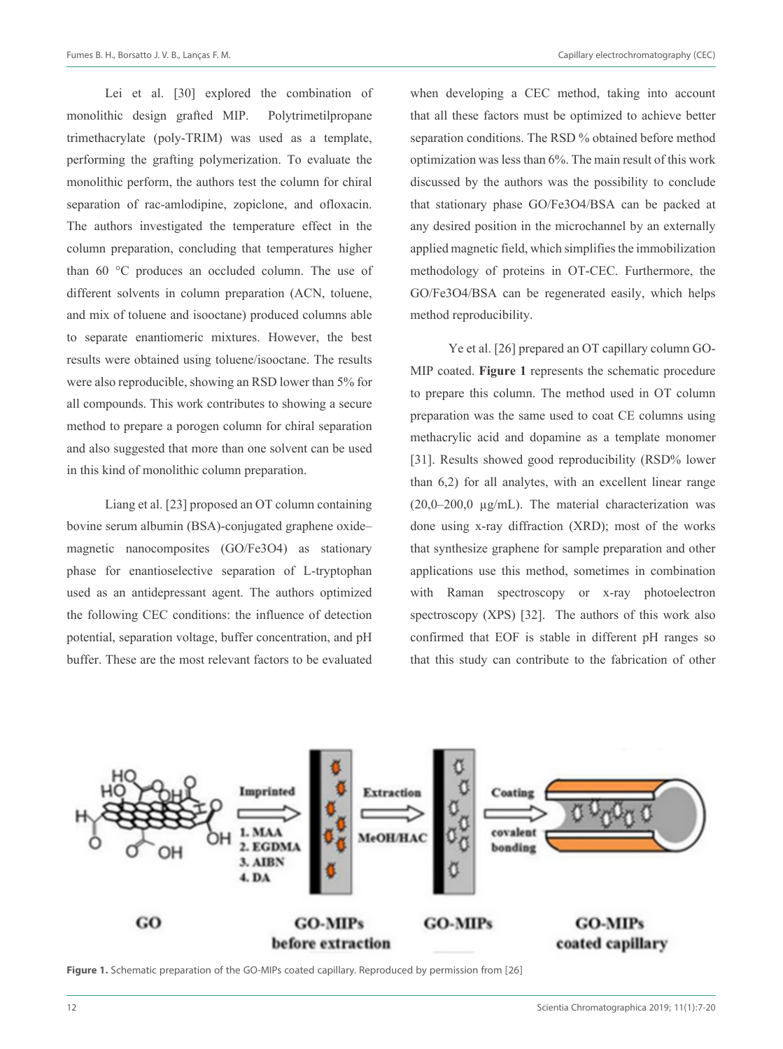Lei et al. [30] explored the combination of monolithic design grafted MIP. Polytrimetilpropane trimethacrylate (poly-TRIM) was used as a template, performing the grafting polymerization. To evaluate the monolithic perform, the authors test the column for chiral separation of rac-amlodipine, zopiclone, and ofloxacin. The authors investigated the temperature effect in the column preparation, concluding that temperatures higher than 60 °C produces an occluded column. The use of different solvents in column preparation (ACN, toluene, and mix of toluene and isooctane) produced columns able to separate enantiomeric mixtures. However, the best results were obtained using toluene/isooctane. The results were also reproducible, showing an RSD lower than 5% for all compounds. This work contributes to showing a secure method to prepare a porogen column for chiral separation and also suggested that more than one solvent can be used in this kind of monolithic column preparation.

Liang et al. [23] proposed an OT column containing bovine serum albumin (BSA)-conjugated graphene oxide–magnetic nanocomposites (GO/Fe3O4) as stationary phase for enantioselective separation of L-tryptophan used as an antidepressant agent. The authors optimized the following CEC conditions: the influence of detection potential, separation voltage, buffer concentration, and pH buffer. These are the most relevant factors to be evaluated when developing a CEC method, taking into account that all these factors must be optimized to achieve better separation conditions. The RSD % obtained before method optimization was less than 6%. The main result of this work discussed by the authors was the possibility to conclude that stationary phase GO/Fe3O4/BSA can be packed at any desired position in the microchannel by an externally applied magnetic field, which simplifies the immobilization methodology of proteins in OT-CEC. Furthermore, the GO/Fe3O4/BSA can be regenerated easily, which helps method reproducibility.

Ye et al. [26] prepared an OT capillary column GO-MIP coated. **Figure 1** represents the schematic procedure to prepare this column. The method used in OT column preparation was the same used to coat CE columns using methacrylic acid and dopamine as a template monomer [31]. Results showed good reproducibility (RSD% lower than 6,2) for all analytes, with an excellent linear range (20,0–200,0 µg/mL). The material characterization was done using x-ray diffraction (XRD); most of the works that synthesize graphene for sample preparation and other applications use this method, sometimes in combination with Raman spectroscopy or x-ray photoelectron spectroscopy (XPS) [32]. The authors of this work also confirmed that EOF is stable in different pH ranges so that this study can contribute to the fabrication of other

**Figure 1.** Schematic preparation of the GO-MIPs coated capillary. Reproduced by permission from [26]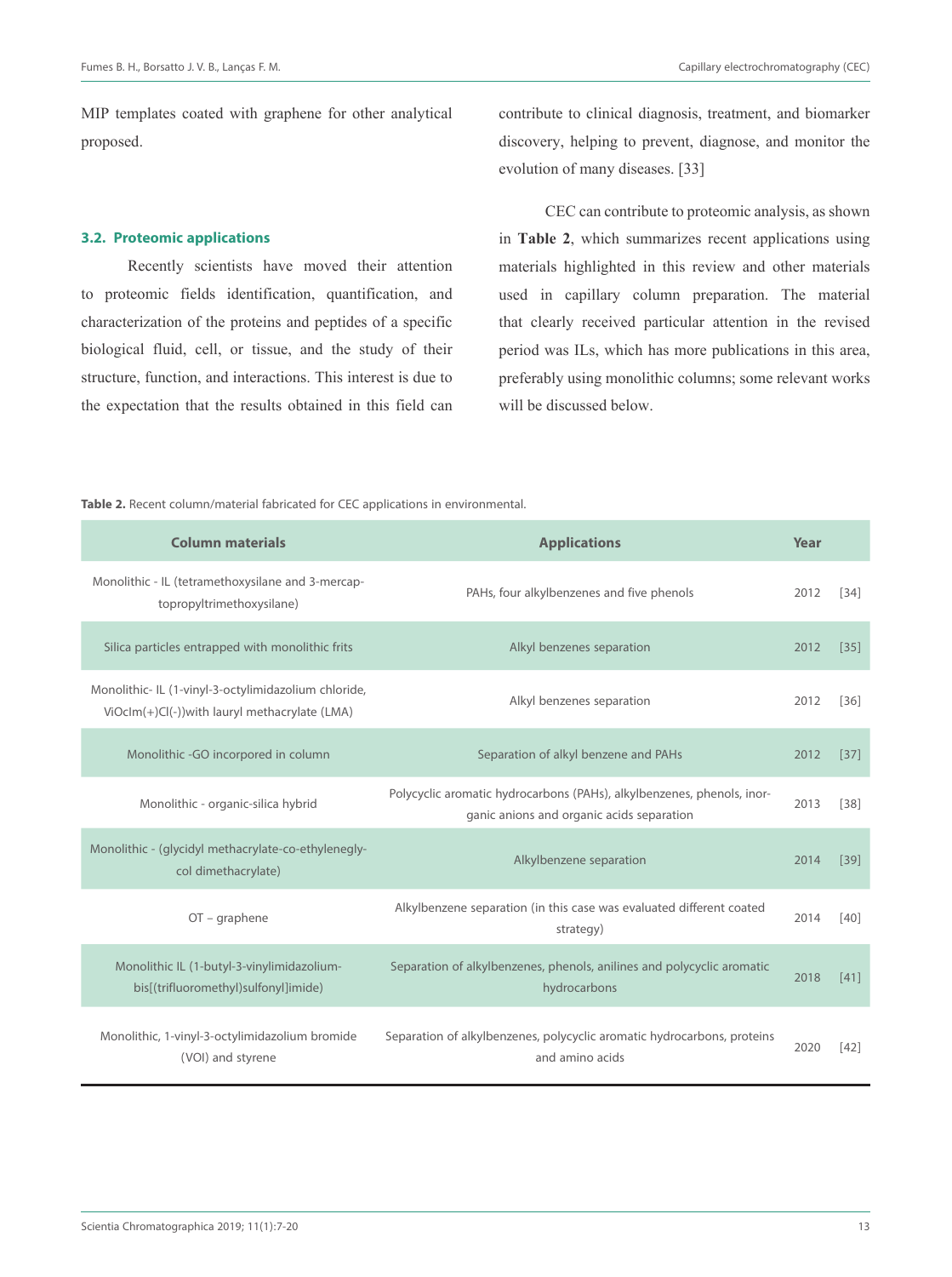MIP templates coated with graphene for other analytical proposed.

### 3.2. Proteomic applications

Recently scientists have moved their attention to proteomic fields identification, quantification, and characterization of the proteins and peptides of a specific biological fluid, cell, or tissue, and the study of their structure, function, and interactions. This interest is due to the expectation that the results obtained in this field can contribute to clinical diagnosis, treatment, and biomarker discovery, helping to prevent, diagnose, and monitor the evolution of many diseases. [33]

CEC can contribute to proteomic analysis, as shown in **Table 2**, which summarizes recent applications using materials highlighted in this review and other materials used in capillary column preparation. The material that clearly received particular attention in the revised period was ILs, which has more publications in this area, preferably using monolithic columns; some relevant works will be discussed below.

**Table 2.** Recent column/material fabricated for CEC applications in environmental.

| Column materials | Applications | Year | |
|---|---|---|---|
| Monolithic - IL (tetramethoxysilane and 3-mercaptopropyltrimethoxysilane) | PAHs, four alkylbenzenes and five phenols | 2012 | [34] |
| Silica particles entrapped with monolithic frits | Alkyl benzenes separation | 2012 | [35] |
| Monolithic- IL (1-vinyl-3-octylimidazolium chloride, ViOcIm(+)Cl(-))with lauryl methacrylate (LMA) | Alkyl benzenes separation | 2012 | [36] |
| Monolithic -GO incorpored in column | Separation of alkyl benzene and PAHs | 2012 | [37] |
| Monolithic - organic-silica hybrid | Polycyclic aromatic hydrocarbons (PAHs), alkylbenzenes, phenols, inorganic anions and organic acids separation | 2013 | [38] |
| Monolithic - (glycidyl methacrylate-co-ethylenеglycol dimethacrylate) | Alkylbenzene separation | 2014 | [39] |
| OT – graphene | Alkylbenzene separation (in this case was evaluated different coated strategy) | 2014 | [40] |
| Monolithic IL (1-butyl-3-vinylimidazolium-bis[(trifluoromethyl)sulfonyl]imide) | Separation of alkylbenzenes, phenols, anilines and polycyclic aromatic hydrocarbons | 2018 | [41] |
| Monolithic, 1-vinyl-3-octylimidazolium bromide (VOI) and styrene | Separation of alkylbenzenes, polycyclic aromatic hydrocarbons, proteins and amino acids | 2020 | [42] |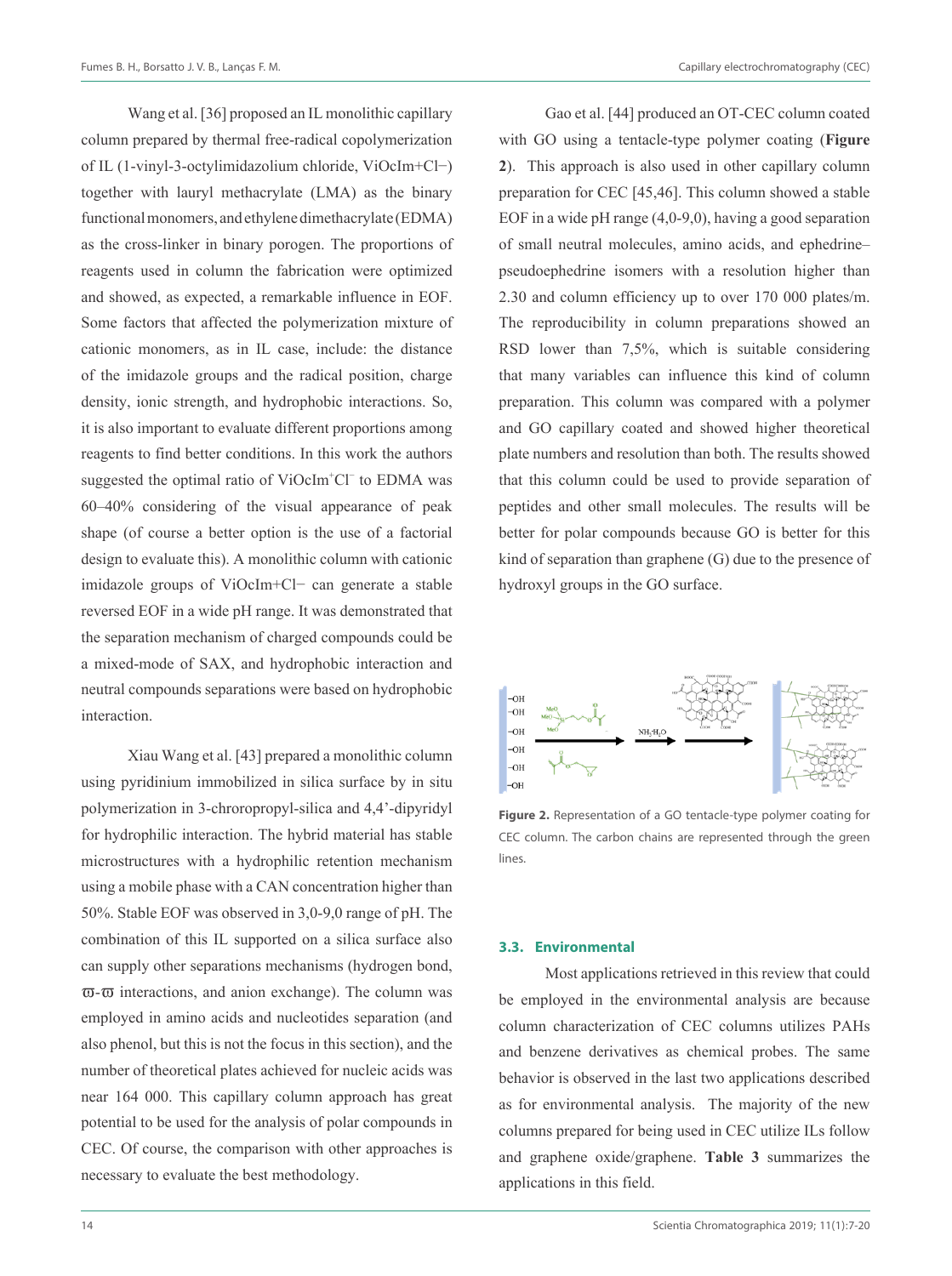Wang et al. [36] proposed an IL monolithic capillary column prepared by thermal free-radical copolymerization of IL (1-vinyl-3-octylimidazolium chloride, ViOcIm+Cl−) together with lauryl methacrylate (LMA) as the binary functional monomers, and ethylene dimethacrylate (EDMA) as the cross-linker in binary porogen. The proportions of reagents used in column the fabrication were optimized and showed, as expected, a remarkable influence in EOF. Some factors that affected the polymerization mixture of cationic monomers, as in IL case, include: the distance of the imidazole groups and the radical position, charge density, ionic strength, and hydrophobic interactions. So, it is also important to evaluate different proportions among reagents to find better conditions. In this work the authors suggested the optimal ratio of $ViOcIm^{+}Cl^{-}$ to EDMA was 60–40% considering of the visual appearance of peak shape (of course a better option is the use of a factorial design to evaluate this). A monolithic column with cationic imidazole groups of ViOcIm+Cl− can generate a stable reversed EOF in a wide pH range. It was demonstrated that the separation mechanism of charged compounds could be a mixed-mode of SAX, and hydrophobic interaction and neutral compounds separations were based on hydrophobic interaction.

Xiau Wang et al. [43] prepared a monolithic column using pyridinium immobilized in silica surface by in situ polymerization in 3-chroropropyl-silica and 4,4'-dipyridyl for hydrophilic interaction. The hybrid material has stable microstructures with a hydrophilic retention mechanism using a mobile phase with a CAN concentration higher than 50%. Stable EOF was observed in 3,0-9,0 range of pH. The combination of this IL supported on a silica surface also can supply other separations mechanisms (hydrogen bond, ϖ-ϖ interactions, and anion exchange). The column was employed in amino acids and nucleotides separation (and also phenol, but this is not the focus in this section), and the number of theoretical plates achieved for nucleic acids was near 164 000. This capillary column approach has great potential to be used for the analysis of polar compounds in CEC. Of course, the comparison with other approaches is necessary to evaluate the best methodology.

Gao et al. [44] produced an OT-CEC column coated with GO using a tentacle-type polymer coating (**Figure 2**). This approach is also used in other capillary column preparation for CEC [45,46]. This column showed a stable EOF in a wide pH range (4,0-9,0), having a good separation of small neutral molecules, amino acids, and ephedrine–pseudoephedrine isomers with a resolution higher than 2.30 and column efficiency up to over 170 000 plates/m. The reproducibility in column preparations showed an RSD lower than 7,5%, which is suitable considering that many variables can influence this kind of column preparation. This column was compared with a polymer and GO capillary coated and showed higher theoretical plate numbers and resolution than both. The results showed that this column could be used to provide separation of peptides and other small molecules. The results will be better for polar compounds because GO is better for this kind of separation than graphene (G) due to the presence of hydroxyl groups in the GO surface.

**Figure 2.** Representation of a GO tentacle-type polymer coating for CEC column. The carbon chains are represented through the green lines.

### 3.3. Environmental

Most applications retrieved in this review that could be employed in the environmental analysis are because column characterization of CEC columns utilizes PAHs and benzene derivatives as chemical probes. The same behavior is observed in the last two applications described as for environmental analysis. The majority of the new columns prepared for being used in CEC utilize ILs follow and graphene oxide/graphene. **Table 3** summarizes the applications in this field.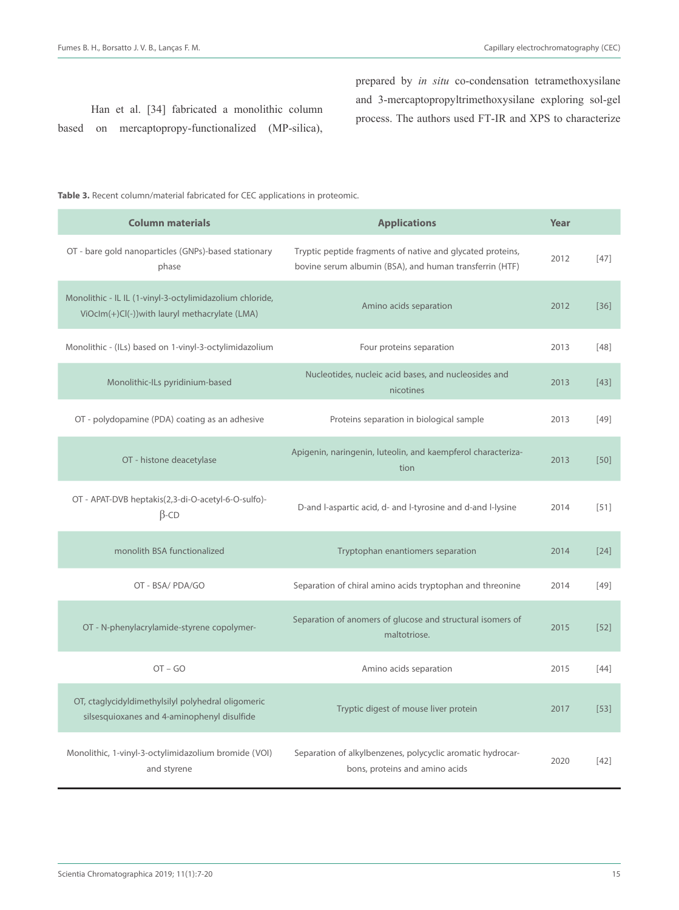Han et al. [34] fabricated a monolithic column based on mercaptopropy-functionalized (MP-silica), prepared by *in situ* co-condensation tetramethoxysilane and 3-mercaptopropyltrimethoxysilane exploring sol-gel process. The authors used FT-IR and XPS to characterize

**Table 3.** Recent column/material fabricated for CEC applications in proteomic.

| Column materials | Applications | Year | |
|---|---|---|---|
| OT - bare gold nanoparticles (GNPs)-based stationary phase | Tryptic peptide fragments of native and glycated proteins, bovine serum albumin (BSA), and human transferrin (HTF) | 2012 | [47] |
| Monolithic - IL IL (1-vinyl-3-octylimidazolium chloride, ViOcIm(+)Cl(-))with lauryl methacrylate (LMA) | Amino acids separation | 2012 | [36] |
| Monolithic - (ILs) based on 1-vinyl-3-octylimidazolium | Four proteins separation | 2013 | [48] |
| Monolithic-ILs pyridinium-based | Nucleotides, nucleic acid bases, and nucleosides and nicotines | 2013 | [43] |
| OT - polydopamine (PDA) coating as an adhesive | Proteins separation in biological sample | 2013 | [49] |
| OT - histone deacetylase | Apigenin, naringenin, luteolin, and kaempferol characterization | 2013 | [50] |
| OT - APAT-DVB heptakis(2,3-di-O-acetyl-6-O-sulfo)-β-CD | D-and l-aspartic acid, d- and l-tyrosine and d-and l-lysine | 2014 | [51] |
| monolith BSA functionalized | Tryptophan enantiomers separation | 2014 | [24] |
| OT - BSA/ PDA/GO | Separation of chiral amino acids tryptophan and threonine | 2014 | [49] |
| OT - N-phenylacrylamide-styrene copolymer- | Separation of anomers of glucose and structural isomers of maltotriose. | 2015 | [52] |
| OT – GO | Amino acids separation | 2015 | [44] |
| OT, ctaglycidyldimethylsilyl polyhedral oligomeric silsesquioxanes and 4-aminophenyl disulfide | Tryptic digest of mouse liver protein | 2017 | [53] |
| Monolithic, 1-vinyl-3-octylimidazolium bromide (VOI) and styrene | Separation of alkylbenzenes, polycyclic aromatic hydrocarbons, proteins and amino acids | 2020 | [42] |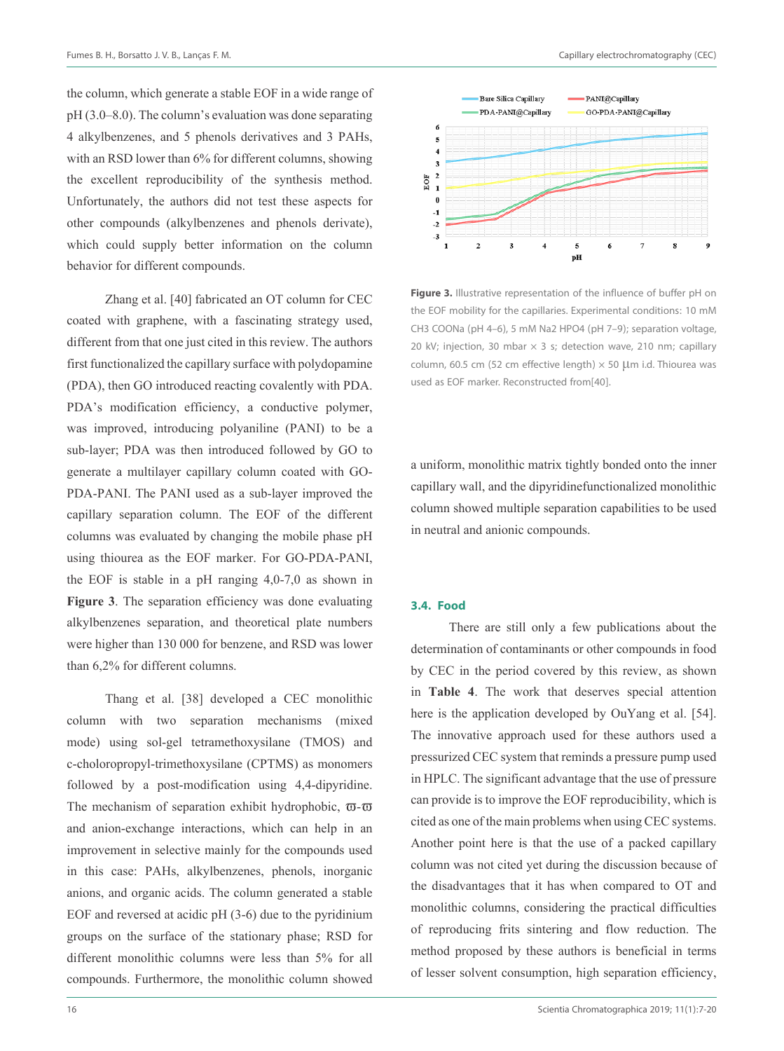the column, which generate a stable EOF in a wide range of pH (3.0–8.0). The column's evaluation was done separating 4 alkylbenzenes, and 5 phenols derivatives and 3 PAHs, with an RSD lower than 6% for different columns, showing the excellent reproducibility of the synthesis method. Unfortunately, the authors did not test these aspects for other compounds (alkylbenzenes and phenols derivate), which could supply better information on the column behavior for different compounds.

Zhang et al. [40] fabricated an OT column for CEC coated with graphene, with a fascinating strategy used, different from that one just cited in this review. The authors first functionalized the capillary surface with polydopamine (PDA), then GO introduced reacting covalently with PDA. PDA's modification efficiency, a conductive polymer, was improved, introducing polyaniline (PANI) to be a sub-layer; PDA was then introduced followed by GO to generate a multilayer capillary column coated with GO-PDA-PANI. The PANI used as a sub-layer improved the capillary separation column. The EOF of the different columns was evaluated by changing the mobile phase pH using thiourea as the EOF marker. For GO-PDA-PANI, the EOF is stable in a pH ranging 4,0-7,0 as shown in **Figure 3**. The separation efficiency was done evaluating alkylbenzenes separation, and theoretical plate numbers were higher than 130 000 for benzene, and RSD was lower than 6,2% for different columns.

Thang et al. [38] developed a CEC monolithic column with two separation mechanisms (mixed mode) using sol-gel tetramethoxysilane (TMOS) and c-choloropropyl-trimethoxysilane (CPTMS) as monomers followed by a post-modification using 4,4-dipyridine. The mechanism of separation exhibit hydrophobic, ϖ-ϖ and anion-exchange interactions, which can help in an improvement in selective mainly for the compounds used in this case: PAHs, alkylbenzenes, phenols, inorganic anions, and organic acids. The column generated a stable EOF and reversed at acidic pH (3-6) due to the pyridinium groups on the surface of the stationary phase; RSD for different monolithic columns were less than 5% for all compounds. Furthermore, the monolithic column showed a uniform, monolithic matrix tightly bonded onto the inner capillary wall, and the dipyridinefunctionalized monolithic column showed multiple separation capabilities to be used in neutral and anionic compounds.

**Figure 3.** Illustrative representation of the influence of buffer pH on the EOF mobility for the capillaries. Experimental conditions: 10 mM CH3 COONa (pH 4–6), 5 mM Na2 HPO4 (pH 7–9); separation voltage, 20 kV; injection, 30 mbar × 3 s; detection wave, 210 nm; capillary column, 60.5 cm (52 cm effective length) × 50 µm i.d. Thiourea was used as EOF marker. Reconstructed from[40].

### 3.4. Food

There are still only a few publications about the determination of contaminants or other compounds in food by CEC in the period covered by this review, as shown in **Table 4**. The work that deserves special attention here is the application developed by OuYang et al. [54]. The innovative approach used for these authors used a pressurized CEC system that reminds a pressure pump used in HPLC. The significant advantage that the use of pressure can provide is to improve the EOF reproducibility, which is cited as one of the main problems when using CEC systems. Another point here is that the use of a packed capillary column was not cited yet during the discussion because of the disadvantages that it has when compared to OT and monolithic columns, considering the practical difficulties of reproducing frits sintering and flow reduction. The method proposed by these authors is beneficial in terms of lesser solvent consumption, high separation efficiency,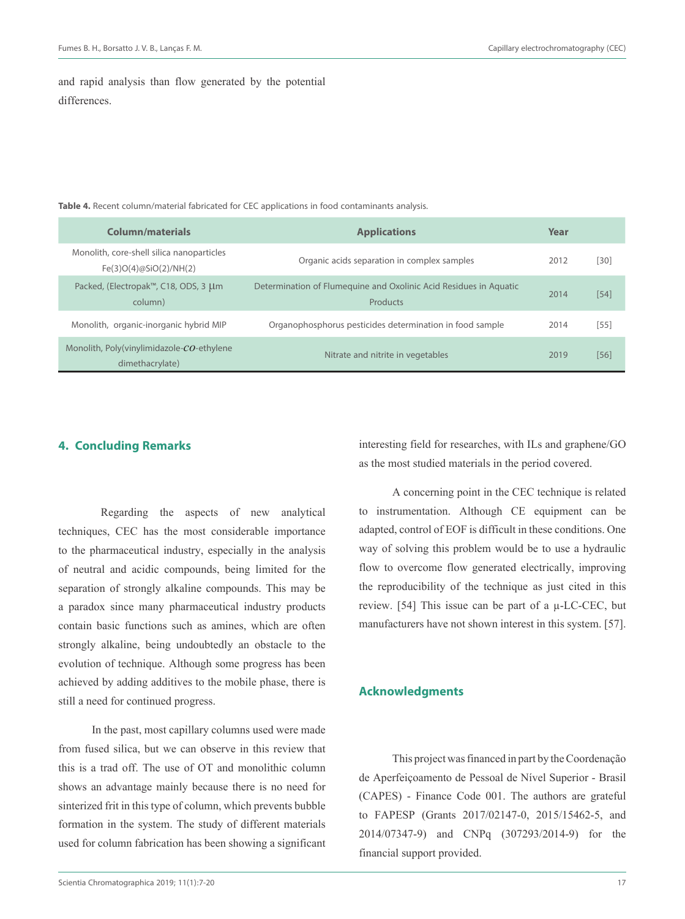and rapid analysis than flow generated by the potential differences.

**Table 4.** Recent column/material fabricated for CEC applications in food contaminants analysis.

| Column/materials | Applications | Year | |
|---|---|---|---|
| Monolith, core-shell silica nanoparticles $Fe_3O_4@SiO_2/NH_2$ | Organic acids separation in complex samples | 2012 | [30] |
| Packed, (Electropak™, C18, ODS, 3 μm column) | Determination of Flumequine and Oxolinic Acid Residues in Aquatic Products | 2014 | [54] |
| Monolith, organic-inorganic hybrid MIP | Organophosphorus pesticides determination in food sample | 2014 | [55] |
| Monolith, Poly(vinylimidazole-*co*-ethylene dimethacrylate) | Nitrate and nitrite in vegetables | 2019 | [56] |

## 4. Concluding Remarks

Regarding the aspects of new analytical techniques, CEC has the most considerable importance to the pharmaceutical industry, especially in the analysis of neutral and acidic compounds, being limited for the separation of strongly alkaline compounds. This may be a paradox since many pharmaceutical industry products contain basic functions such as amines, which are often strongly alkaline, being undoubtedly an obstacle to the evolution of technique. Although some progress has been achieved by adding additives to the mobile phase, there is still a need for continued progress.

In the past, most capillary columns used were made from fused silica, but we can observe in this review that this is a trad off. The use of OT and monolithic column shows an advantage mainly because there is no need for sinterized frit in this type of column, which prevents bubble formation in the system. The study of different materials used for column fabrication has been showing a significant interesting field for researches, with ILs and graphene/GO as the most studied materials in the period covered.

A concerning point in the CEC technique is related to instrumentation. Although CE equipment can be adapted, control of EOF is difficult in these conditions. One way of solving this problem would be to use a hydraulic flow to overcome flow generated electrically, improving the reproducibility of the technique as just cited in this review. [54] This issue can be part of a μ-LC-CEC, but manufacturers have not shown interest in this system. [57].

## Acknowledgments

This project was financed in part by the Coordenação de Aperfeiçoamento de Pessoal de Nível Superior - Brasil (CAPES) - Finance Code 001. The authors are grateful to FAPESP (Grants 2017/02147-0, 2015/15462-5, and 2014/07347-9) and CNPq (307293/2014-9) for the financial support provided.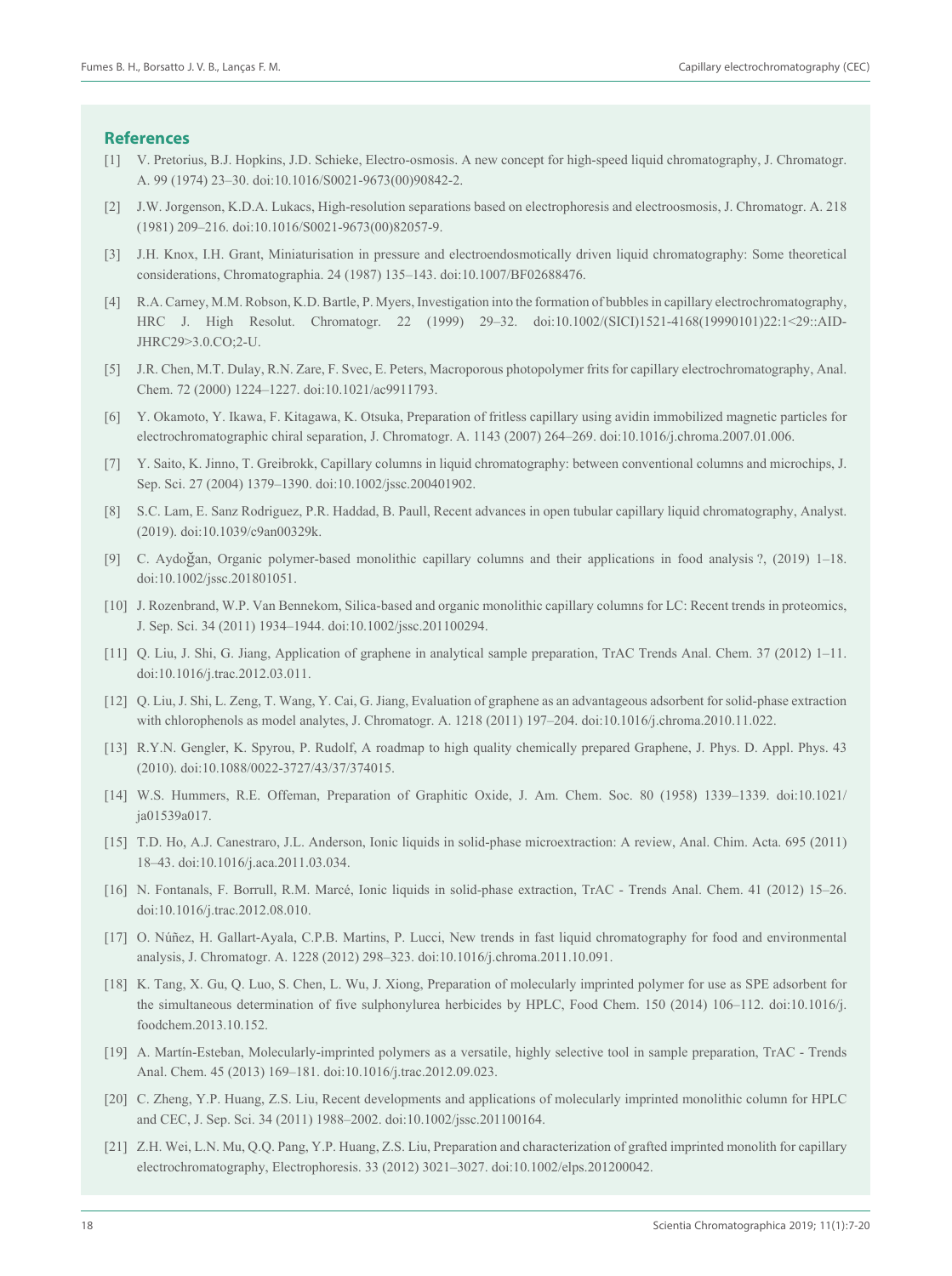## References

[1] V. Pretorius, B.J. Hopkins, J.D. Schieke, Electro-osmosis. A new concept for high-speed liquid chromatography, J. Chromatogr. A. 99 (1974) 23–30. doi:10.1016/S0021-9673(00)90842-2.

[2] J.W. Jorgenson, K.D.A. Lukacs, High-resolution separations based on electrophoresis and electroosmosis, J. Chromatogr. A. 218 (1981) 209–216. doi:10.1016/S0021-9673(00)82057-9.

[3] J.H. Knox, I.H. Grant, Miniaturisation in pressure and electroendosmotically driven liquid chromatography: Some theoretical considerations, Chromatographia. 24 (1987) 135–143. doi:10.1007/BF02688476.

[4] R.A. Carney, M.M. Robson, K.D. Bartle, P. Myers, Investigation into the formation of bubbles in capillary electrochromatography, HRC J. High Resolut. Chromatogr. 22 (1999) 29–32. doi:10.1002/(SICI)1521-4168(19990101)22:1<29::AID-JHRC29>3.0.CO;2-U.

[5] J.R. Chen, M.T. Dulay, R.N. Zare, F. Svec, E. Peters, Macroporous photopolymer frits for capillary electrochromatography, Anal. Chem. 72 (2000) 1224–1227. doi:10.1021/ac9911793.

[6] Y. Okamoto, Y. Ikawa, F. Kitagawa, K. Otsuka, Preparation of fritless capillary using avidin immobilized magnetic particles for electrochromatographic chiral separation, J. Chromatogr. A. 1143 (2007) 264–269. doi:10.1016/j.chroma.2007.01.006.

[7] Y. Saito, K. Jinno, T. Greibrokk, Capillary columns in liquid chromatography: between conventional columns and microchips, J. Sep. Sci. 27 (2004) 1379–1390. doi:10.1002/jssc.200401902.

[8] S.C. Lam, E. Sanz Rodriguez, P.R. Haddad, B. Paull, Recent advances in open tubular capillary liquid chromatography, Analyst. (2019). doi:10.1039/c9an00329k.

[9] C. Aydoğan, Organic polymer-based monolithic capillary columns and their applications in food analysis ?, (2019) 1–18. doi:10.1002/jssc.201801051.

[10] J. Rozenbrand, W.P. Van Bennekom, Silica-based and organic monolithic capillary columns for LC: Recent trends in proteomics, J. Sep. Sci. 34 (2011) 1934–1944. doi:10.1002/jssc.201100294.

[11] Q. Liu, J. Shi, G. Jiang, Application of graphene in analytical sample preparation, TrAC Trends Anal. Chem. 37 (2012) 1–11. doi:10.1016/j.trac.2012.03.011.

[12] Q. Liu, J. Shi, L. Zeng, T. Wang, Y. Cai, G. Jiang, Evaluation of graphene as an advantageous adsorbent for solid-phase extraction with chlorophenols as model analytes, J. Chromatogr. A. 1218 (2011) 197–204. doi:10.1016/j.chroma.2010.11.022.

[13] R.Y.N. Gengler, K. Spyrou, P. Rudolf, A roadmap to high quality chemically prepared Graphene, J. Phys. D. Appl. Phys. 43 (2010). doi:10.1088/0022-3727/43/37/374015.

[14] W.S. Hummers, R.E. Offeman, Preparation of Graphitic Oxide, J. Am. Chem. Soc. 80 (1958) 1339–1339. doi:10.1021/ja01539a017.

[15] T.D. Ho, A.J. Canestraro, J.L. Anderson, Ionic liquids in solid-phase microextraction: A review, Anal. Chim. Acta. 695 (2011) 18–43. doi:10.1016/j.aca.2011.03.034.

[16] N. Fontanals, F. Borrull, R.M. Marcé, Ionic liquids in solid-phase extraction, TrAC - Trends Anal. Chem. 41 (2012) 15–26. doi:10.1016/j.trac.2012.08.010.

[17] O. Núñez, H. Gallart-Ayala, C.P.B. Martins, P. Lucci, New trends in fast liquid chromatography for food and environmental analysis, J. Chromatogr. A. 1228 (2012) 298–323. doi:10.1016/j.chroma.2011.10.091.

[18] K. Tang, X. Gu, Q. Luo, S. Chen, L. Wu, J. Xiong, Preparation of molecularly imprinted polymer for use as SPE adsorbent for the simultaneous determination of five sulphonylurea herbicides by HPLC, Food Chem. 150 (2014) 106–112. doi:10.1016/j.foodchem.2013.10.152.

[19] A. Martín-Esteban, Molecularly-imprinted polymers as a versatile, highly selective tool in sample preparation, TrAC - Trends Anal. Chem. 45 (2013) 169–181. doi:10.1016/j.trac.2012.09.023.

[20] C. Zheng, Y.P. Huang, Z.S. Liu, Recent developments and applications of molecularly imprinted monolithic column for HPLC and CEC, J. Sep. Sci. 34 (2011) 1988–2002. doi:10.1002/jssc.201100164.

[21] Z.H. Wei, L.N. Mu, Q.Q. Pang, Y.P. Huang, Z.S. Liu, Preparation and characterization of grafted imprinted monolith for capillary electrochromatography, Electrophoresis. 33 (2012) 3021–3027. doi:10.1002/elps.201200042.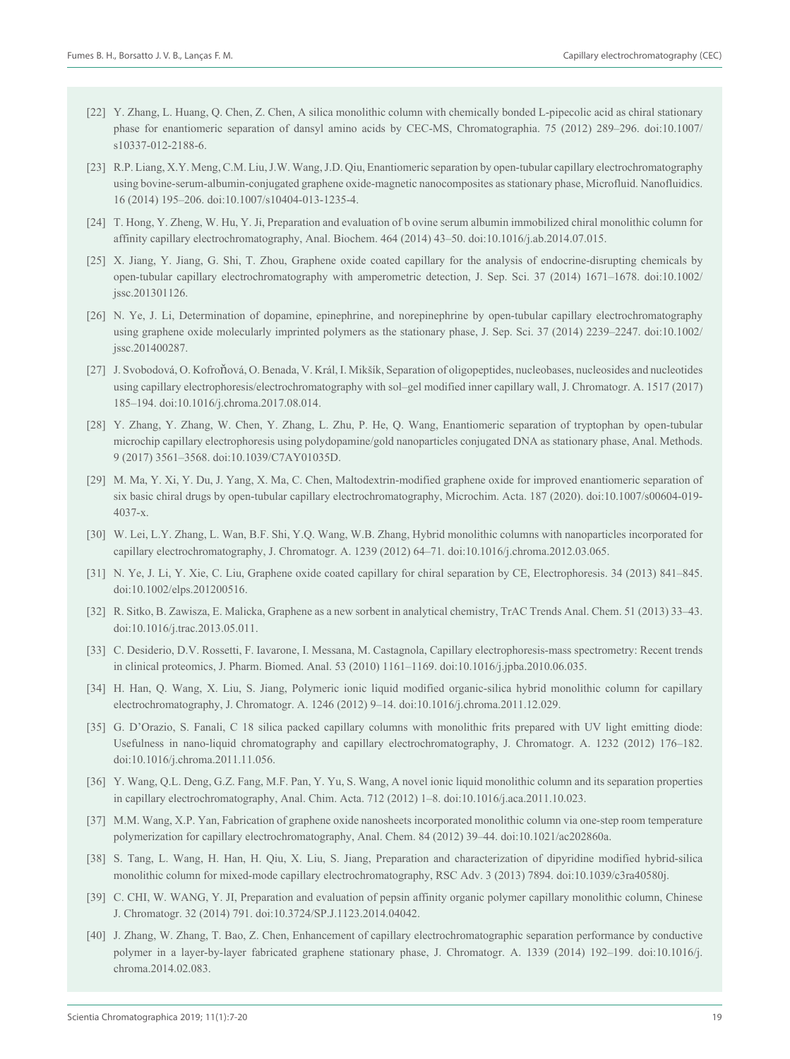[22] Y. Zhang, L. Huang, Q. Chen, Z. Chen, A silica monolithic column with chemically bonded L-pipecolic acid as chiral stationary phase for enantiomeric separation of dansyl amino acids by CEC-MS, Chromatographia. 75 (2012) 289–296. doi:10.1007/s10337-012-2188-6.

[23] R.P. Liang, X.Y. Meng, C.M. Liu, J.W. Wang, J.D. Qiu, Enantiomeric separation by open-tubular capillary electrochromatography using bovine-serum-albumin-conjugated graphene oxide-magnetic nanocomposites as stationary phase, Microfluid. Nanofluidics. 16 (2014) 195–206. doi:10.1007/s10404-013-1235-4.

[24] T. Hong, Y. Zheng, W. Hu, Y. Ji, Preparation and evaluation of b ovine serum albumin immobilized chiral monolithic column for affinity capillary electrochromatography, Anal. Biochem. 464 (2014) 43–50. doi:10.1016/j.ab.2014.07.015.

[25] X. Jiang, Y. Jiang, G. Shi, T. Zhou, Graphene oxide coated capillary for the analysis of endocrine-disrupting chemicals by open-tubular capillary electrochromatography with amperometric detection, J. Sep. Sci. 37 (2014) 1671–1678. doi:10.1002/jssc.201301126.

[26] N. Ye, J. Li, Determination of dopamine, epinephrine, and norepinephrine by open-tubular capillary electrochromatography using graphene oxide molecularly imprinted polymers as the stationary phase, J. Sep. Sci. 37 (2014) 2239–2247. doi:10.1002/jssc.201400287.

[27] J. Svobodová, O. Kofroňová, O. Benada, V. Král, I. Mikšík, Separation of oligopeptides, nucleobases, nucleosides and nucleotides using capillary electrophoresis/electrochromatography with sol–gel modified inner capillary wall, J. Chromatogr. A. 1517 (2017) 185–194. doi:10.1016/j.chroma.2017.08.014.

[28] Y. Zhang, Y. Zhang, W. Chen, Y. Zhang, L. Zhu, P. He, Q. Wang, Enantiomeric separation of tryptophan by open-tubular microchip capillary electrophoresis using polydopamine/gold nanoparticles conjugated DNA as stationary phase, Anal. Methods. 9 (2017) 3561–3568. doi:10.1039/C7AY01035D.

[29] M. Ma, Y. Xi, Y. Du, J. Yang, X. Ma, C. Chen, Maltodextrin-modified graphene oxide for improved enantiomeric separation of six basic chiral drugs by open-tubular capillary electrochromatography, Microchim. Acta. 187 (2020). doi:10.1007/s00604-019-4037-x.

[30] W. Lei, L.Y. Zhang, L. Wan, B.F. Shi, Y.Q. Wang, W.B. Zhang, Hybrid monolithic columns with nanoparticles incorporated for capillary electrochromatography, J. Chromatogr. A. 1239 (2012) 64–71. doi:10.1016/j.chroma.2012.03.065.

[31] N. Ye, J. Li, Y. Xie, C. Liu, Graphene oxide coated capillary for chiral separation by CE, Electrophoresis. 34 (2013) 841–845. doi:10.1002/elps.201200516.

[32] R. Sitko, B. Zawisza, E. Malicka, Graphene as a new sorbent in analytical chemistry, TrAC Trends Anal. Chem. 51 (2013) 33–43. doi:10.1016/j.trac.2013.05.011.

[33] C. Desiderio, D.V. Rossetti, F. Iavarone, I. Messana, M. Castagnola, Capillary electrophoresis-mass spectrometry: Recent trends in clinical proteomics, J. Pharm. Biomed. Anal. 53 (2010) 1161–1169. doi:10.1016/j.jpba.2010.06.035.

[34] H. Han, Q. Wang, X. Liu, S. Jiang, Polymeric ionic liquid modified organic-silica hybrid monolithic column for capillary electrochromatography, J. Chromatogr. A. 1246 (2012) 9–14. doi:10.1016/j.chroma.2011.12.029.

[35] G. D'Orazio, S. Fanali, C 18 silica packed capillary columns with monolithic frits prepared with UV light emitting diode: Usefulness in nano-liquid chromatography and capillary electrochromatography, J. Chromatogr. A. 1232 (2012) 176–182. doi:10.1016/j.chroma.2011.11.056.

[36] Y. Wang, Q.L. Deng, G.Z. Fang, M.F. Pan, Y. Yu, S. Wang, A novel ionic liquid monolithic column and its separation properties in capillary electrochromatography, Anal. Chim. Acta. 712 (2012) 1–8. doi:10.1016/j.aca.2011.10.023.

[37] M.M. Wang, X.P. Yan, Fabrication of graphene oxide nanosheets incorporated monolithic column via one-step room temperature polymerization for capillary electrochromatography, Anal. Chem. 84 (2012) 39–44. doi:10.1021/ac202860a.

[38] S. Tang, L. Wang, H. Han, H. Qiu, X. Liu, S. Jiang, Preparation and characterization of dipyridine modified hybrid-silica monolithic column for mixed-mode capillary electrochromatography, RSC Adv. 3 (2013) 7894. doi:10.1039/c3ra40580j.

[39] C. CHI, W. WANG, Y. JI, Preparation and evaluation of pepsin affinity organic polymer capillary monolithic column, Chinese J. Chromatogr. 32 (2014) 791. doi:10.3724/SP.J.1123.2014.04042.

[40] J. Zhang, W. Zhang, T. Bao, Z. Chen, Enhancement of capillary electrochromatographic separation performance by conductive polymer in a layer-by-layer fabricated graphene stationary phase, J. Chromatogr. A. 1339 (2014) 192–199. doi:10.1016/j.chroma.2014.02.083.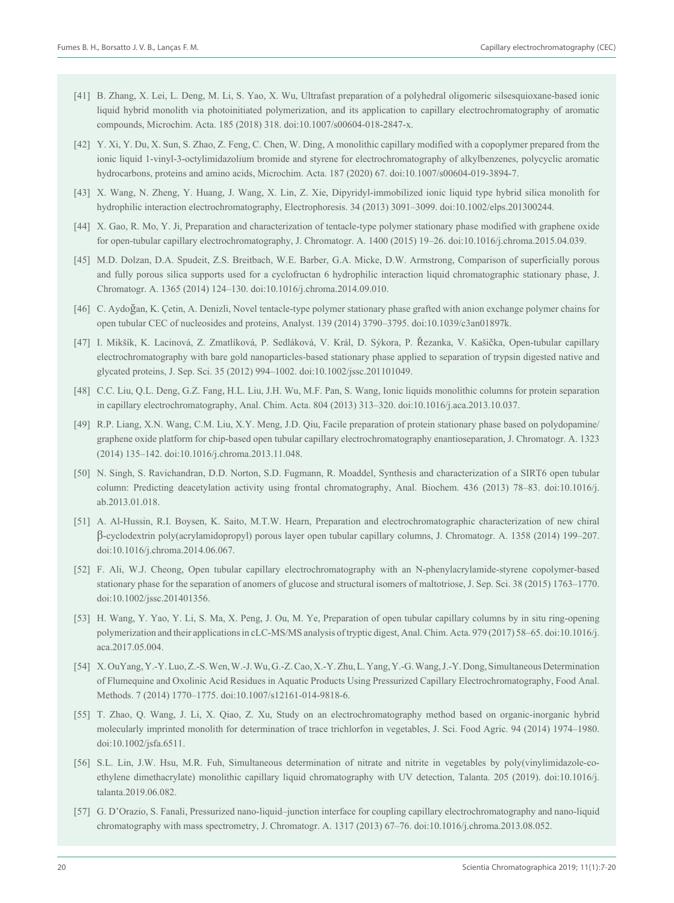[41] B. Zhang, X. Lei, L. Deng, M. Li, S. Yao, X. Wu, Ultrafast preparation of a polyhedral oligomeric silsesquioxane-based ionic liquid hybrid monolith via photoinitiated polymerization, and its application to capillary electrochromatography of aromatic compounds, Microchim. Acta. 185 (2018) 318. doi:10.1007/s00604-018-2847-x.

[42] Y. Xi, Y. Du, X. Sun, S. Zhao, Z. Feng, C. Chen, W. Ding, A monolithic capillary modified with a copoplymer prepared from the ionic liquid 1-vinyl-3-octylimidazolium bromide and styrene for electrochromatography of alkylbenzenes, polycyclic aromatic hydrocarbons, proteins and amino acids, Microchim. Acta. 187 (2020) 67. doi:10.1007/s00604-019-3894-7.

[43] X. Wang, N. Zheng, Y. Huang, J. Wang, X. Lin, Z. Xie, Dipyridyl-immobilized ionic liquid type hybrid silica monolith for hydrophilic interaction electrochromatography, Electrophoresis. 34 (2013) 3091–3099. doi:10.1002/elps.201300244.

[44] X. Gao, R. Mo, Y. Ji, Preparation and characterization of tentacle-type polymer stationary phase modified with graphene oxide for open-tubular capillary electrochromatography, J. Chromatogr. A. 1400 (2015) 19–26. doi:10.1016/j.chroma.2015.04.039.

[45] M.D. Dolzan, D.A. Spudeit, Z.S. Breitbach, W.E. Barber, G.A. Micke, D.W. Armstrong, Comparison of superficially porous and fully porous silica supports used for a cyclofructan 6 hydrophilic interaction liquid chromatographic stationary phase, J. Chromatogr. A. 1365 (2014) 124–130. doi:10.1016/j.chroma.2014.09.010.

[46] C. Aydoğan, K. Çetin, A. Denizli, Novel tentacle-type polymer stationary phase grafted with anion exchange polymer chains for open tubular CEC of nucleosides and proteins, Analyst. 139 (2014) 3790–3795. doi:10.1039/c3an01897k.

[47] I. Mikšík, K. Lacinová, Z. Zmatlíková, P. Sedláková, V. Král, D. Sýkora, P. Řezanka, V. Kašička, Open-tubular capillary electrochromatography with bare gold nanoparticles-based stationary phase applied to separation of trypsin digested native and glycated proteins, J. Sep. Sci. 35 (2012) 994–1002. doi:10.1002/jssc.201101049.

[48] C.C. Liu, Q.L. Deng, G.Z. Fang, H.L. Liu, J.H. Wu, M.F. Pan, S. Wang, Ionic liquids monolithic columns for protein separation in capillary electrochromatography, Anal. Chim. Acta. 804 (2013) 313–320. doi:10.1016/j.aca.2013.10.037.

[49] R.P. Liang, X.N. Wang, C.M. Liu, X.Y. Meng, J.D. Qiu, Facile preparation of protein stationary phase based on polydopamine/graphene oxide platform for chip-based open tubular capillary electrochromatography enantioseparation, J. Chromatogr. A. 1323 (2014) 135–142. doi:10.1016/j.chroma.2013.11.048.

[50] N. Singh, S. Ravichandran, D.D. Norton, S.D. Fugmann, R. Moaddel, Synthesis and characterization of a SIRT6 open tubular column: Predicting deacetylation activity using frontal chromatography, Anal. Biochem. 436 (2013) 78–83. doi:10.1016/j.ab.2013.01.018.

[51] A. Al-Hussin, R.I. Boysen, K. Saito, M.T.W. Hearn, Preparation and electrochromatographic characterization of new chiral β-cyclodextrin poly(acrylamidopropyl) porous layer open tubular capillary columns, J. Chromatogr. A. 1358 (2014) 199–207. doi:10.1016/j.chroma.2014.06.067.

[52] F. Ali, W.J. Cheong, Open tubular capillary electrochromatography with an N-phenylacrylamide-styrene copolymer-based stationary phase for the separation of anomers of glucose and structural isomers of maltotriose, J. Sep. Sci. 38 (2015) 1763–1770. doi:10.1002/jssc.201401356.

[53] H. Wang, Y. Yao, Y. Li, S. Ma, X. Peng, J. Ou, M. Ye, Preparation of open tubular capillary columns by in situ ring-opening polymerization and their applications in cLC-MS/MS analysis of tryptic digest, Anal. Chim. Acta. 979 (2017) 58–65. doi:10.1016/j.aca.2017.05.004.

[54] X. OuYang, Y.-Y. Luo, Z.-S. Wen, W.-J. Wu, G.-Z. Cao, X.-Y. Zhu, L. Yang, Y.-G. Wang, J.-Y. Dong, Simultaneous Determination of Flumequine and Oxolinic Acid Residues in Aquatic Products Using Pressurized Capillary Electrochromatography, Food Anal. Methods. 7 (2014) 1770–1775. doi:10.1007/s12161-014-9818-6.

[55] T. Zhao, Q. Wang, J. Li, X. Qiao, Z. Xu, Study on an electrochromatography method based on organic-inorganic hybrid molecularly imprinted monolith for determination of trace trichlorfon in vegetables, J. Sci. Food Agric. 94 (2014) 1974–1980. doi:10.1002/jsfa.6511.

[56] S.L. Lin, J.W. Hsu, M.R. Fuh, Simultaneous determination of nitrate and nitrite in vegetables by poly(vinylimidazole-co-ethylene dimethacrylate) monolithic capillary liquid chromatography with UV detection, Talanta. 205 (2019). doi:10.1016/j.talanta.2019.06.082.

[57] G. D'Orazio, S. Fanali, Pressurized nano-liquid–junction interface for coupling capillary electrochromatography and nano-liquid chromatography with mass spectrometry, J. Chromatogr. A. 1317 (2013) 67–76. doi:10.1016/j.chroma.2013.08.052.